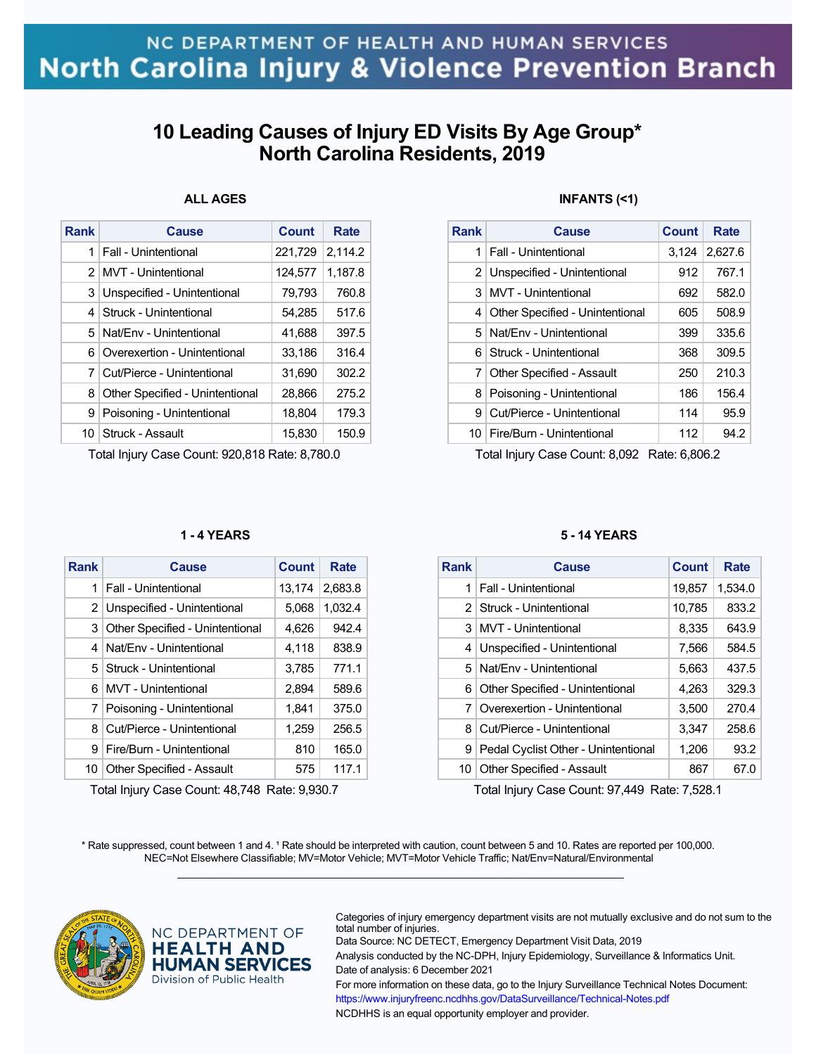NC DEPARTMENT OF HEALTH AND HUMAN SERVICES
North Carolina Injury & Violence Prevention Branch

# 10 Leading Causes of Injury ED Visits By Age Group*
# North Carolina Residents, 2019

### ALL AGES

| Rank | Cause | Count | Rate |
|---|---|---|---|
| 1 | Fall - Unintentional | 221,729 | 2,114.2 |
| 2 | MVT - Unintentional | 124,577 | 1,187.8 |
| 3 | Unspecified - Unintentional | 79,793 | 760.8 |
| 4 | Struck - Unintentional | 54,285 | 517.6 |
| 5 | Nat/Env - Unintentional | 41,688 | 397.5 |
| 6 | Overexertion - Unintentional | 33,186 | 316.4 |
| 7 | Cut/Pierce - Unintentional | 31,690 | 302.2 |
| 8 | Other Specified - Unintentional | 28,866 | 275.2 |
| 9 | Poisoning - Unintentional | 18,804 | 179.3 |
| 10 | Struck - Assault | 15,830 | 150.9 |

Total Injury Case Count: 920,818 Rate: 8,780.0

### INFANTS (<1)

| Rank | Cause | Count | Rate |
|---|---|---|---|
| 1 | Fall - Unintentional | 3,124 | 2,627.6 |
| 2 | Unspecified - Unintentional | 912 | 767.1 |
| 3 | MVT - Unintentional | 692 | 582.0 |
| 4 | Other Specified - Unintentional | 605 | 508.9 |
| 5 | Nat/Env - Unintentional | 399 | 335.6 |
| 6 | Struck - Unintentional | 368 | 309.5 |
| 7 | Other Specified - Assault | 250 | 210.3 |
| 8 | Poisoning - Unintentional | 186 | 156.4 |
| 9 | Cut/Pierce - Unintentional | 114 | 95.9 |
| 10 | Fire/Burn - Unintentional | 112 | 94.2 |

Total Injury Case Count: 8,092 Rate: 6,806.2

### 1 - 4 YEARS

| Rank | Cause | Count | Rate |
|---|---|---|---|
| 1 | Fall - Unintentional | 13,174 | 2,683.8 |
| 2 | Unspecified - Unintentional | 5,068 | 1,032.4 |
| 3 | Other Specified - Unintentional | 4,626 | 942.4 |
| 4 | Nat/Env - Unintentional | 4,118 | 838.9 |
| 5 | Struck - Unintentional | 3,785 | 771.1 |
| 6 | MVT - Unintentional | 2,894 | 589.6 |
| 7 | Poisoning - Unintentional | 1,841 | 375.0 |
| 8 | Cut/Pierce - Unintentional | 1,259 | 256.5 |
| 9 | Fire/Burn - Unintentional | 810 | 165.0 |
| 10 | Other Specified - Assault | 575 | 117.1 |

Total Injury Case Count: 48,748 Rate: 9,930.7

### 5 - 14 YEARS

| Rank | Cause | Count | Rate |
|---|---|---|---|
| 1 | Fall - Unintentional | 19,857 | 1,534.0 |
| 2 | Struck - Unintentional | 10,785 | 833.2 |
| 3 | MVT - Unintentional | 8,335 | 643.9 |
| 4 | Unspecified - Unintentional | 7,566 | 584.5 |
| 5 | Nat/Env - Unintentional | 5,663 | 437.5 |
| 6 | Other Specified - Unintentional | 4,263 | 329.3 |
| 7 | Overexertion - Unintentional | 3,500 | 270.4 |
| 8 | Cut/Pierce - Unintentional | 3,347 | 258.6 |
| 9 | Pedal Cyclist Other - Unintentional | 1,206 | 93.2 |
| 10 | Other Specified - Assault | 867 | 67.0 |

Total Injury Case Count: 97,449 Rate: 7,528.1

* Rate suppressed, count between 1 and 4. ¹ Rate should be interpreted with caution, count between 5 and 10. Rates are reported per 100,000.
NEC=Not Elsewhere Classifiable; MV=Motor Vehicle; MVT=Motor Vehicle Traffic; Nat/Env=Natural/Environmental

NC DEPARTMENT OF HEALTH AND HUMAN SERVICES
Division of Public Health

Categories of injury emergency department visits are not mutually exclusive and do not sum to the total number of injuries.
Data Source: NC DETECT, Emergency Department Visit Data, 2019
Analysis conducted by the NC-DPH, Injury Epidemiology, Surveillance & Informatics Unit.
Date of analysis: 6 December 2021
For more information on these data, go to the Injury Surveillance Technical Notes Document:
https://www.injuryfreenc.ncdhhs.gov/DataSurveillance/Technical-Notes.pdf
NCDHHS is an equal opportunity employer and provider.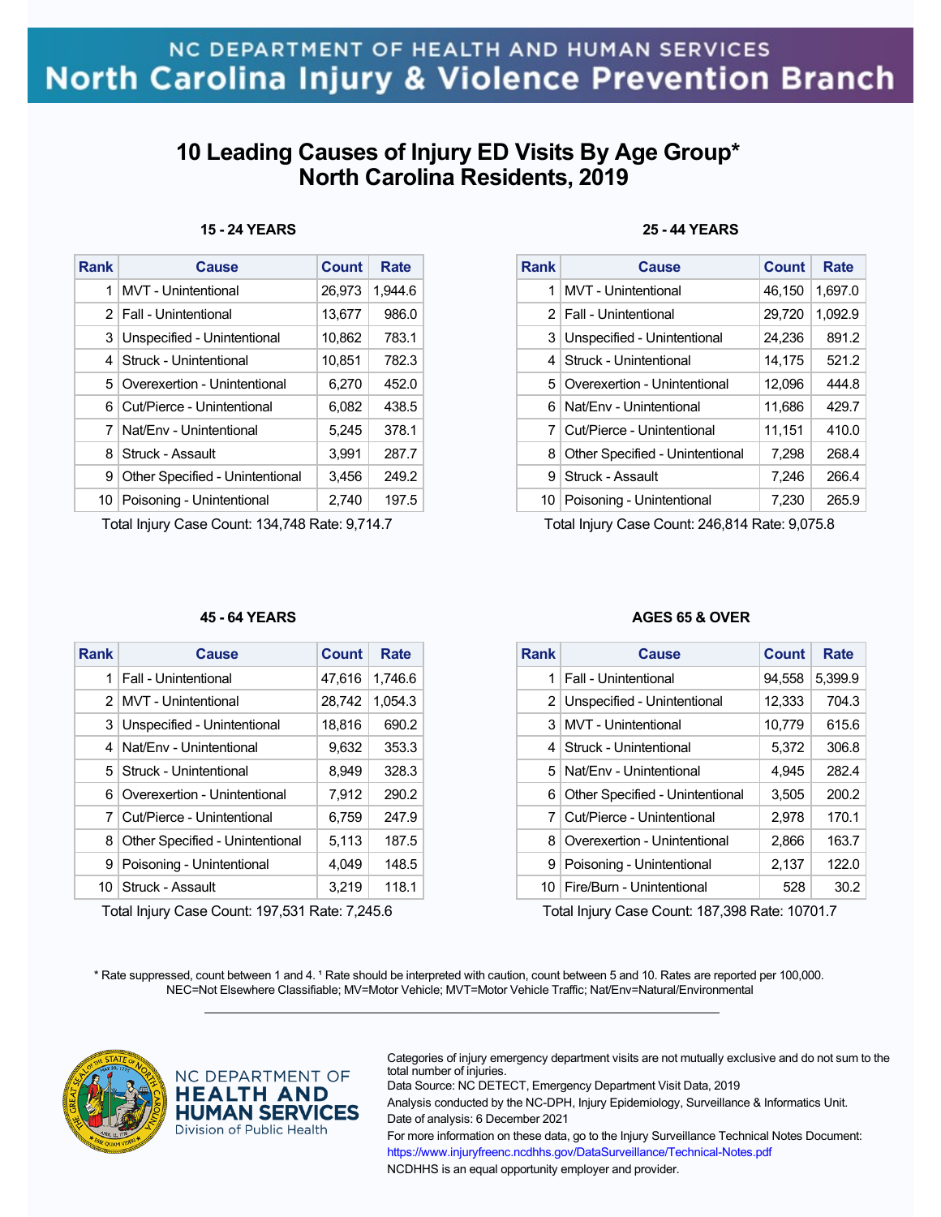NC DEPARTMENT OF HEALTH AND HUMAN SERVICES
North Carolina Injury & Violence Prevention Branch

# 10 Leading Causes of Injury ED Visits By Age Group*
# North Carolina Residents, 2019

### 15 - 24 YEARS

| Rank | Cause | Count | Rate |
|---|---|---|---|
| 1 | MVT - Unintentional | 26,973 | 1,944.6 |
| 2 | Fall - Unintentional | 13,677 | 986.0 |
| 3 | Unspecified - Unintentional | 10,862 | 783.1 |
| 4 | Struck - Unintentional | 10,851 | 782.3 |
| 5 | Overexertion - Unintentional | 6,270 | 452.0 |
| 6 | Cut/Pierce - Unintentional | 6,082 | 438.5 |
| 7 | Nat/Env - Unintentional | 5,245 | 378.1 |
| 8 | Struck - Assault | 3,991 | 287.7 |
| 9 | Other Specified - Unintentional | 3,456 | 249.2 |
| 10 | Poisoning - Unintentional | 2,740 | 197.5 |

Total Injury Case Count: 134,748 Rate: 9,714.7

### 25 - 44 YEARS

| Rank | Cause | Count | Rate |
|---|---|---|---|
| 1 | MVT - Unintentional | 46,150 | 1,697.0 |
| 2 | Fall - Unintentional | 29,720 | 1,092.9 |
| 3 | Unspecified - Unintentional | 24,236 | 891.2 |
| 4 | Struck - Unintentional | 14,175 | 521.2 |
| 5 | Overexertion - Unintentional | 12,096 | 444.8 |
| 6 | Nat/Env - Unintentional | 11,686 | 429.7 |
| 7 | Cut/Pierce - Unintentional | 11,151 | 410.0 |
| 8 | Other Specified - Unintentional | 7,298 | 268.4 |
| 9 | Struck - Assault | 7,246 | 266.4 |
| 10 | Poisoning - Unintentional | 7,230 | 265.9 |

Total Injury Case Count: 246,814 Rate: 9,075.8

### 45 - 64 YEARS

| Rank | Cause | Count | Rate |
|---|---|---|---|
| 1 | Fall - Unintentional | 47,616 | 1,746.6 |
| 2 | MVT - Unintentional | 28,742 | 1,054.3 |
| 3 | Unspecified - Unintentional | 18,816 | 690.2 |
| 4 | Nat/Env - Unintentional | 9,632 | 353.3 |
| 5 | Struck - Unintentional | 8,949 | 328.3 |
| 6 | Overexertion - Unintentional | 7,912 | 290.2 |
| 7 | Cut/Pierce - Unintentional | 6,759 | 247.9 |
| 8 | Other Specified - Unintentional | 5,113 | 187.5 |
| 9 | Poisoning - Unintentional | 4,049 | 148.5 |
| 10 | Struck - Assault | 3,219 | 118.1 |

Total Injury Case Count: 197,531 Rate: 7,245.6

### AGES 65 & OVER

| Rank | Cause | Count | Rate |
|---|---|---|---|
| 1 | Fall - Unintentional | 94,558 | 5,399.9 |
| 2 | Unspecified - Unintentional | 12,333 | 704.3 |
| 3 | MVT - Unintentional | 10,779 | 615.6 |
| 4 | Struck - Unintentional | 5,372 | 306.8 |
| 5 | Nat/Env - Unintentional | 4,945 | 282.4 |
| 6 | Other Specified - Unintentional | 3,505 | 200.2 |
| 7 | Cut/Pierce - Unintentional | 2,978 | 170.1 |
| 8 | Overexertion - Unintentional | 2,866 | 163.7 |
| 9 | Poisoning - Unintentional | 2,137 | 122.0 |
| 10 | Fire/Burn - Unintentional | 528 | 30.2 |

Total Injury Case Count: 187,398 Rate: 10701.7

* Rate suppressed, count between 1 and 4. ¹ Rate should be interpreted with caution, count between 5 and 10. Rates are reported per 100,000.
NEC=Not Elsewhere Classifiable; MV=Motor Vehicle; MVT=Motor Vehicle Traffic; Nat/Env=Natural/Environmental

NC DEPARTMENT OF HEALTH AND HUMAN SERVICES
Division of Public Health

Categories of injury emergency department visits are not mutually exclusive and do not sum to the total number of injuries.
Data Source: NC DETECT, Emergency Department Visit Data, 2019
Analysis conducted by the NC-DPH, Injury Epidemiology, Surveillance & Informatics Unit.
Date of analysis: 6 December 2021
For more information on these data, go to the Injury Surveillance Technical Notes Document:
https://www.injuryfreenc.ncdhhs.gov/DataSurveillance/Technical-Notes.pdf
NCDHHS is an equal opportunity employer and provider.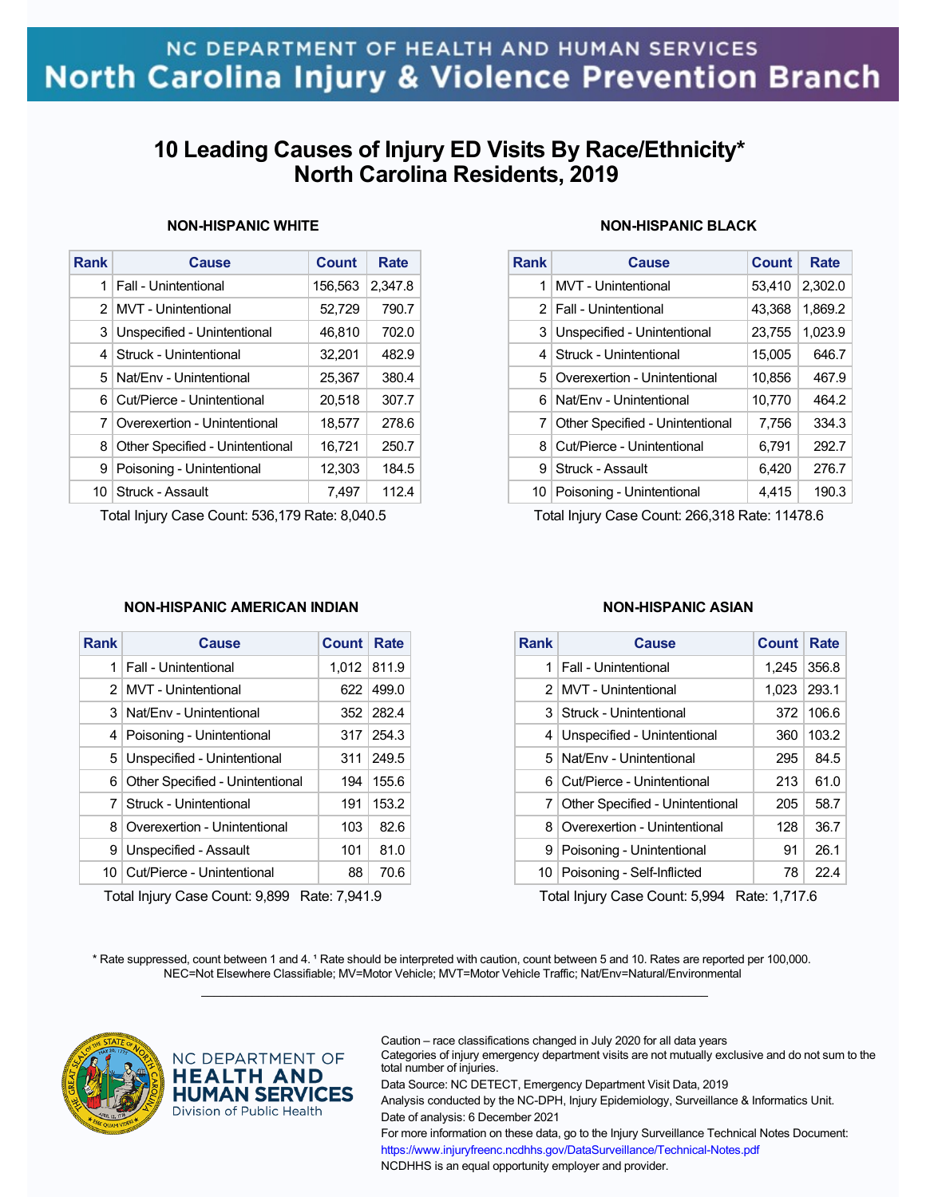NC DEPARTMENT OF HEALTH AND HUMAN SERVICES
North Carolina Injury & Violence Prevention Branch

# 10 Leading Causes of Injury ED Visits By Race/Ethnicity* North Carolina Residents, 2019

### NON-HISPANIC WHITE

| Rank | Cause | Count | Rate |
|---|---|---|---|
| 1 | Fall - Unintentional | 156,563 | 2,347.8 |
| 2 | MVT - Unintentional | 52,729 | 790.7 |
| 3 | Unspecified - Unintentional | 46,810 | 702.0 |
| 4 | Struck - Unintentional | 32,201 | 482.9 |
| 5 | Nat/Env - Unintentional | 25,367 | 380.4 |
| 6 | Cut/Pierce - Unintentional | 20,518 | 307.7 |
| 7 | Overexertion - Unintentional | 18,577 | 278.6 |
| 8 | Other Specified - Unintentional | 16,721 | 250.7 |
| 9 | Poisoning - Unintentional | 12,303 | 184.5 |
| 10 | Struck - Assault | 7,497 | 112.4 |

Total Injury Case Count: 536,179 Rate: 8,040.5

### NON-HISPANIC BLACK

| Rank | Cause | Count | Rate |
|---|---|---|---|
| 1 | MVT - Unintentional | 53,410 | 2,302.0 |
| 2 | Fall - Unintentional | 43,368 | 1,869.2 |
| 3 | Unspecified - Unintentional | 23,755 | 1,023.9 |
| 4 | Struck - Unintentional | 15,005 | 646.7 |
| 5 | Overexertion - Unintentional | 10,856 | 467.9 |
| 6 | Nat/Env - Unintentional | 10,770 | 464.2 |
| 7 | Other Specified - Unintentional | 7,756 | 334.3 |
| 8 | Cut/Pierce - Unintentional | 6,791 | 292.7 |
| 9 | Struck - Assault | 6,420 | 276.7 |
| 10 | Poisoning - Unintentional | 4,415 | 190.3 |

Total Injury Case Count: 266,318 Rate: 11478.6

### NON-HISPANIC AMERICAN INDIAN

| Rank | Cause | Count | Rate |
|---|---|---|---|
| 1 | Fall - Unintentional | 1,012 | 811.9 |
| 2 | MVT - Unintentional | 622 | 499.0 |
| 3 | Nat/Env - Unintentional | 352 | 282.4 |
| 4 | Poisoning - Unintentional | 317 | 254.3 |
| 5 | Unspecified - Unintentional | 311 | 249.5 |
| 6 | Other Specified - Unintentional | 194 | 155.6 |
| 7 | Struck - Unintentional | 191 | 153.2 |
| 8 | Overexertion - Unintentional | 103 | 82.6 |
| 9 | Unspecified - Assault | 101 | 81.0 |
| 10 | Cut/Pierce - Unintentional | 88 | 70.6 |

Total Injury Case Count: 9,899 Rate: 7,941.9

### NON-HISPANIC ASIAN

| Rank | Cause | Count | Rate |
|---|---|---|---|
| 1 | Fall - Unintentional | 1,245 | 356.8 |
| 2 | MVT - Unintentional | 1,023 | 293.1 |
| 3 | Struck - Unintentional | 372 | 106.6 |
| 4 | Unspecified - Unintentional | 360 | 103.2 |
| 5 | Nat/Env - Unintentional | 295 | 84.5 |
| 6 | Cut/Pierce - Unintentional | 213 | 61.0 |
| 7 | Other Specified - Unintentional | 205 | 58.7 |
| 8 | Overexertion - Unintentional | 128 | 36.7 |
| 9 | Poisoning - Unintentional | 91 | 26.1 |
| 10 | Poisoning - Self-Inflicted | 78 | 22.4 |

Total Injury Case Count: 5,994 Rate: 1,717.6

\* Rate suppressed, count between 1 and 4. ¹ Rate should be interpreted with caution, count between 5 and 10. Rates are reported per 100,000.
NEC=Not Elsewhere Classifiable; MV=Motor Vehicle; MVT=Motor Vehicle Traffic; Nat/Env=Natural/Environmental

NC DEPARTMENT OF HEALTH AND HUMAN SERVICES
Division of Public Health

Caution – race classifications changed in July 2020 for all data years
Categories of injury emergency department visits are not mutually exclusive and do not sum to the total number of injuries.
Data Source: NC DETECT, Emergency Department Visit Data, 2019
Analysis conducted by the NC-DPH, Injury Epidemiology, Surveillance & Informatics Unit.
Date of analysis: 6 December 2021
For more information on these data, go to the Injury Surveillance Technical Notes Document:
https://www.injuryfreenc.ncdhhs.gov/DataSurveillance/Technical-Notes.pdf
NCDHHS is an equal opportunity employer and provider.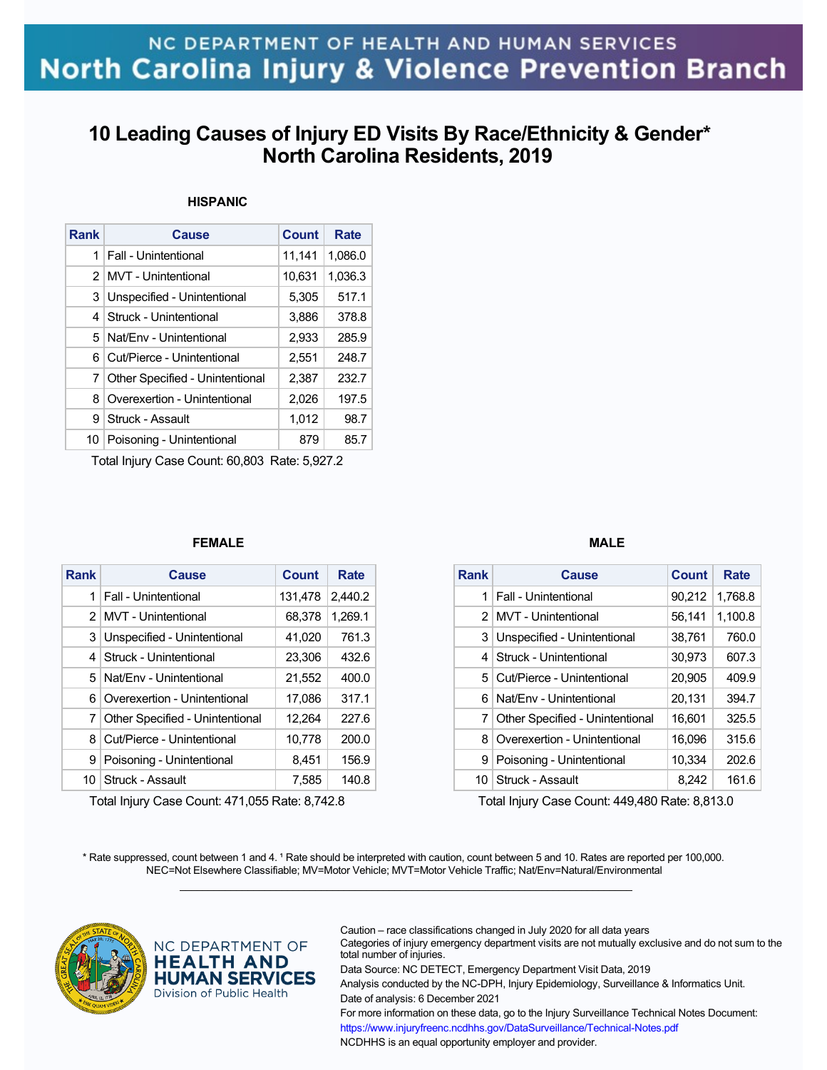# 10 Leading Causes of Injury ED Visits By Race/Ethnicity & Gender* North Carolina Residents, 2019

### HISPANIC

| Rank | Cause | Count | Rate |
|---|---|---|---|
| 1 | Fall - Unintentional | 11,141 | 1,086.0 |
| 2 | MVT - Unintentional | 10,631 | 1,036.3 |
| 3 | Unspecified - Unintentional | 5,305 | 517.1 |
| 4 | Struck - Unintentional | 3,886 | 378.8 |
| 5 | Nat/Env - Unintentional | 2,933 | 285.9 |
| 6 | Cut/Pierce - Unintentional | 2,551 | 248.7 |
| 7 | Other Specified - Unintentional | 2,387 | 232.7 |
| 8 | Overexertion - Unintentional | 2,026 | 197.5 |
| 9 | Struck - Assault | 1,012 | 98.7 |
| 10 | Poisoning - Unintentional | 879 | 85.7 |

Total Injury Case Count: 60,803 Rate: 5,927.2

### FEMALE

| Rank | Cause | Count | Rate |
|---|---|---|---|
| 1 | Fall - Unintentional | 131,478 | 2,440.2 |
| 2 | MVT - Unintentional | 68,378 | 1,269.1 |
| 3 | Unspecified - Unintentional | 41,020 | 761.3 |
| 4 | Struck - Unintentional | 23,306 | 432.6 |
| 5 | Nat/Env - Unintentional | 21,552 | 400.0 |
| 6 | Overexertion - Unintentional | 17,086 | 317.1 |
| 7 | Other Specified - Unintentional | 12,264 | 227.6 |
| 8 | Cut/Pierce - Unintentional | 10,778 | 200.0 |
| 9 | Poisoning - Unintentional | 8,451 | 156.9 |
| 10 | Struck - Assault | 7,585 | 140.8 |

Total Injury Case Count: 471,055 Rate: 8,742.8

### MALE

| Rank | Cause | Count | Rate |
|---|---|---|---|
| 1 | Fall - Unintentional | 90,212 | 1,768.8 |
| 2 | MVT - Unintentional | 56,141 | 1,100.8 |
| 3 | Unspecified - Unintentional | 38,761 | 760.0 |
| 4 | Struck - Unintentional | 30,973 | 607.3 |
| 5 | Cut/Pierce - Unintentional | 20,905 | 409.9 |
| 6 | Nat/Env - Unintentional | 20,131 | 394.7 |
| 7 | Other Specified - Unintentional | 16,601 | 325.5 |
| 8 | Overexertion - Unintentional | 16,096 | 315.6 |
| 9 | Poisoning - Unintentional | 10,334 | 202.6 |
| 10 | Struck - Assault | 8,242 | 161.6 |

Total Injury Case Count: 449,480 Rate: 8,813.0

* Rate suppressed, count between 1 and 4. ¹ Rate should be interpreted with caution, count between 5 and 10. Rates are reported per 100,000.
NEC=Not Elsewhere Classifiable; MV=Motor Vehicle; MVT=Motor Vehicle Traffic; Nat/Env=Natural/Environmental

NC DEPARTMENT OF HEALTH AND HUMAN SERVICES
Division of Public Health

Caution – race classifications changed in July 2020 for all data years
Categories of injury emergency department visits are not mutually exclusive and do not sum to the total number of injuries.
Data Source: NC DETECT, Emergency Department Visit Data, 2019
Analysis conducted by the NC-DPH, Injury Epidemiology, Surveillance & Informatics Unit.
Date of analysis: 6 December 2021
For more information on these data, go to the Injury Surveillance Technical Notes Document:
https://www.injuryfreenc.ncdhhs.gov/DataSurveillance/Technical-Notes.pdf
NCDHHS is an equal opportunity employer and provider.